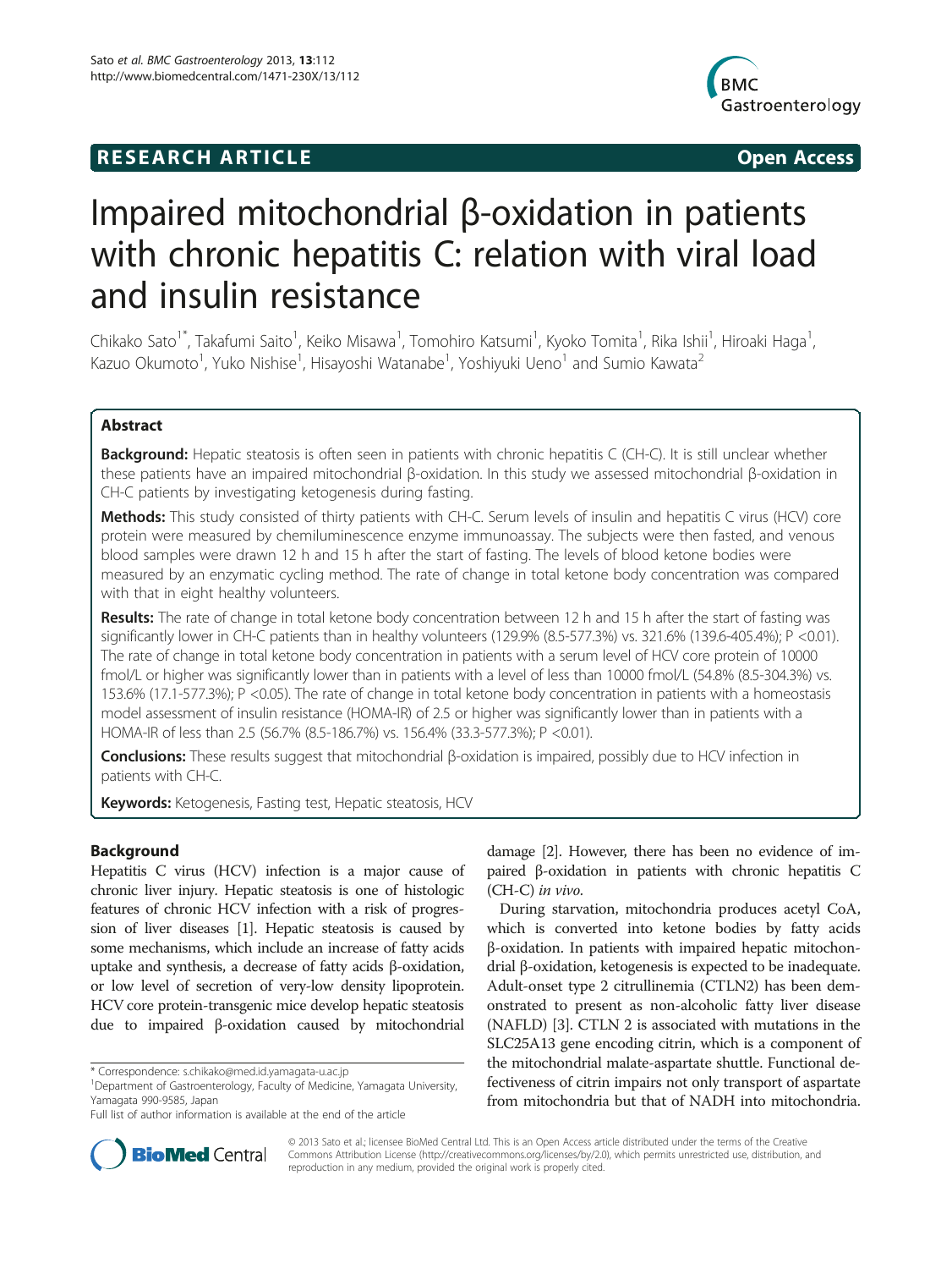RESEARCH ARTICLE Open Access

# Impaired mitochondrial β-oxidation in patients with chronic hepatitis C: relation with viral load and insulin resistance

Chikako Sato[1*], Takafumi Saito[1], Keiko Misawa[1], Tomohiro Katsumi[1], Kyoko Tomita[1], Rika Ishii[1], Hiroaki Haga[1], Kazuo Okumoto[1], Yuko Nishise[1], Hisayoshi Watanabe[1], Yoshiyuki Ueno[1] and Sumio Kawata[2]

## Abstract

**Background:** Hepatic steatosis is often seen in patients with chronic hepatitis C (CH-C). It is still unclear whether these patients have an impaired mitochondrial β-oxidation. In this study we assessed mitochondrial β-oxidation in CH-C patients by investigating ketogenesis during fasting.

**Methods:** This study consisted of thirty patients with CH-C. Serum levels of insulin and hepatitis C virus (HCV) core protein were measured by chemiluminescence enzyme immunoassay. The subjects were then fasted, and venous blood samples were drawn 12 h and 15 h after the start of fasting. The levels of blood ketone bodies were measured by an enzymatic cycling method. The rate of change in total ketone body concentration was compared with that in eight healthy volunteers.

**Results:** The rate of change in total ketone body concentration between 12 h and 15 h after the start of fasting was significantly lower in CH-C patients than in healthy volunteers (129.9% (8.5-577.3%) vs. 321.6% (139.6-405.4%); P <0.01). The rate of change in total ketone body concentration in patients with a serum level of HCV core protein of 10000 fmol/L or higher was significantly lower than in patients with a level of less than 10000 fmol/L (54.8% (8.5-304.3%) vs. 153.6% (17.1-577.3%); P <0.05). The rate of change in total ketone body concentration in patients with a homeostasis model assessment of insulin resistance (HOMA-IR) of 2.5 or higher was significantly lower than in patients with a HOMA-IR of less than 2.5 (56.7% (8.5-186.7%) vs. 156.4% (33.3-577.3%); P <0.01).

**Conclusions:** These results suggest that mitochondrial β-oxidation is impaired, possibly due to HCV infection in patients with CH-C.

**Keywords:** Ketogenesis, Fasting test, Hepatic steatosis, HCV

## Background

Hepatitis C virus (HCV) infection is a major cause of chronic liver injury. Hepatic steatosis is one of histologic features of chronic HCV infection with a risk of progression of liver diseases [1]. Hepatic steatosis is caused by some mechanisms, which include an increase of fatty acids uptake and synthesis, a decrease of fatty acids β-oxidation, or low level of secretion of very-low density lipoprotein. HCV core protein-transgenic mice develop hepatic steatosis due to impaired β-oxidation caused by mitochondrial damage [2]. However, there has been no evidence of impaired β-oxidation in patients with chronic hepatitis C (CH-C) *in vivo*.

During starvation, mitochondria produces acetyl CoA, which is converted into ketone bodies by fatty acids β-oxidation. In patients with impaired hepatic mitochondrial β-oxidation, ketogenesis is expected to be inadequate. Adult-onset type 2 citrullinemia (CTLN2) has been demonstrated to present as non-alcoholic fatty liver disease (NAFLD) [3]. CTLN 2 is associated with mutations in the SLC25A13 gene encoding citrin, which is a component of the mitochondrial malate-aspartate shuttle. Functional defectiveness of citrin impairs not only transport of aspartate from mitochondria but that of NADH into mitochondria.

\* Correspondence: s.chikako@med.id.yamagata-u.ac.jp
[1]Department of Gastroenterology, Faculty of Medicine, Yamagata University, Yamagata 990-9585, Japan
Full list of author information is available at the end of the article

© 2013 Sato et al.; licensee BioMed Central Ltd. This is an Open Access article distributed under the terms of the Creative Commons Attribution License (http://creativecommons.org/licenses/by/2.0), which permits unrestricted use, distribution, and reproduction in any medium, provided the original work is properly cited.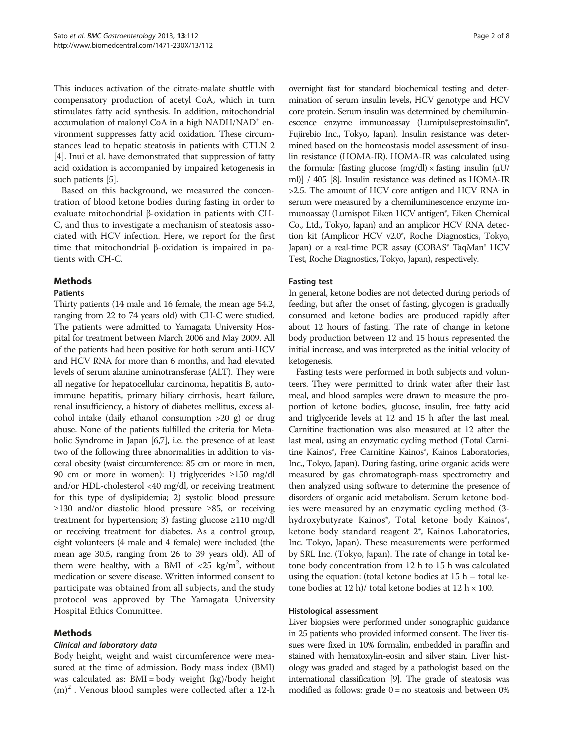This induces activation of the citrate-malate shuttle with compensatory production of acetyl CoA, which in turn stimulates fatty acid synthesis. In addition, mitochondrial accumulation of malonyl CoA in a high $NADH/NAD^+$ environment suppresses fatty acid oxidation. These circumstances lead to hepatic steatosis in patients with CTLN 2 [4]. Inui et al. have demonstrated that suppression of fatty acid oxidation is accompanied by impaired ketogenesis in such patients [5].

Based on this background, we measured the concentration of blood ketone bodies during fasting in order to evaluate mitochondrial β-oxidation in patients with CH-C, and thus to investigate a mechanism of steatosis associated with HCV infection. Here, we report for the first time that mitochondrial β-oxidation is impaired in patients with CH-C.

## Methods

### Patients

Thirty patients (14 male and 16 female, the mean age 54.2, ranging from 22 to 74 years old) with CH-C were studied. The patients were admitted to Yamagata University Hospital for treatment between March 2006 and May 2009. All of the patients had been positive for both serum anti-HCV and HCV RNA for more than 6 months, and had elevated levels of serum alanine aminotransferase (ALT). They were all negative for hepatocellular carcinoma, hepatitis B, autoimmune hepatitis, primary biliary cirrhosis, heart failure, renal insufficiency, a history of diabetes mellitus, excess alcohol intake (daily ethanol consumption >20 g) or drug abuse. None of the patients fulfilled the criteria for Metabolic Syndrome in Japan [6,7], i.e. the presence of at least two of the following three abnormalities in addition to visceral obesity (waist circumference: 85 cm or more in men, 90 cm or more in women): 1) triglycerides ≥150 mg/dl and/or HDL-cholesterol <40 mg/dl, or receiving treatment for this type of dyslipidemia; 2) systolic blood pressure ≥130 and/or diastolic blood pressure ≥85, or receiving treatment for hypertension; 3) fasting glucose ≥110 mg/dl or receiving treatment for diabetes. As a control group, eight volunteers (4 male and 4 female) were included (the mean age 30.5, ranging from 26 to 39 years old). All of them were healthy, with a BMI of <25 $kg/m^2$, without medication or severe disease. Written informed consent to participate was obtained from all subjects, and the study protocol was approved by The Yamagata University Hospital Ethics Committee.

## Methods

### *Clinical and laboratory data*

Body height, weight and waist circumference were measured at the time of admission. Body mass index (BMI) was calculated as: BMI = body weight (kg)/body height $(m)^2$ . Venous blood samples were collected after a 12-h overnight fast for standard biochemical testing and determination of serum insulin levels, HCV genotype and HCV core protein. Serum insulin was determined by chemiluminescence enzyme immunoassay (Lumipulseprestoinsulin®, Fujirebio Inc., Tokyo, Japan). Insulin resistance was determined based on the homeostasis model assessment of insulin resistance (HOMA-IR). HOMA-IR was calculated using the formula: [fasting glucose (mg/dl) × fasting insulin (μU/ml)] / 405 [8]. Insulin resistance was defined as HOMA-IR >2.5. The amount of HCV core antigen and HCV RNA in serum were measured by a chemiluminescence enzyme immunoassay (Lumispot Eiken HCV antigen®, Eiken Chemical Co., Ltd., Tokyo, Japan) and an amplicor HCV RNA detection kit (Amplicor HCV v2.0®, Roche Diagnostics, Tokyo, Japan) or a real-time PCR assay (COBAS® TaqMan® HCV Test, Roche Diagnostics, Tokyo, Japan), respectively.

### Fasting test

In general, ketone bodies are not detected during periods of feeding, but after the onset of fasting, glycogen is gradually consumed and ketone bodies are produced rapidly after about 12 hours of fasting. The rate of change in ketone body production between 12 and 15 hours represented the initial increase, and was interpreted as the initial velocity of ketogenesis.

Fasting tests were performed in both subjects and volunteers. They were permitted to drink water after their last meal, and blood samples were drawn to measure the proportion of ketone bodies, glucose, insulin, free fatty acid and triglyceride levels at 12 and 15 h after the last meal. Carnitine fractionation was also measured at 12 after the last meal, using an enzymatic cycling method (Total Carnitine Kainos®, Free Carnitine Kainos®, Kainos Laboratories, Inc., Tokyo, Japan). During fasting, urine organic acids were measured by gas chromatograph-mass spectrometry and then analyzed using software to determine the presence of disorders of organic acid metabolism. Serum ketone bodies were measured by an enzymatic cycling method (3-hydroxybutyrate Kainos®, Total ketone body Kainos®, ketone body standard reagent 2®, Kainos Laboratories, Inc. Tokyo, Japan). These measurements were performed by SRL Inc. (Tokyo, Japan). The rate of change in total ketone body concentration from 12 h to 15 h was calculated using the equation: (total ketone bodies at 15 h – total ketone bodies at 12 h)/ total ketone bodies at 12 h × 100.

### Histological assessment

Liver biopsies were performed under sonographic guidance in 25 patients who provided informed consent. The liver tissues were fixed in 10% formalin, embedded in paraffin and stained with hematoxylin-eosin and silver stain. Liver histology was graded and staged by a pathologist based on the international classification [9]. The grade of steatosis was modified as follows: grade 0 = no steatosis and between 0%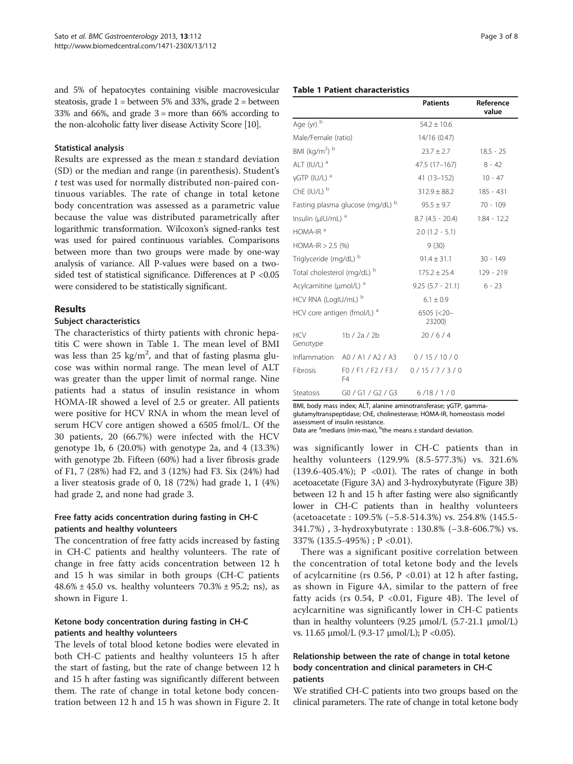and 5% of hepatocytes containing visible macrovesicular steatosis, grade 1 = between 5% and 33%, grade 2 = between 33% and 66%, and grade 3 = more than 66% according to the non-alcoholic fatty liver disease Activity Score [10].

### Statistical analysis

Results are expressed as the mean ± standard deviation (SD) or the median and range (in parenthesis). Student's *t* test was used for normally distributed non-paired continuous variables. The rate of change in total ketone body concentration was assessed as a parametric value because the value was distributed parametrically after logarithmic transformation. Wilcoxon's signed-ranks test was used for paired continuous variables. Comparisons between more than two groups were made by one-way analysis of variance. All P-values were based on a two-sided test of statistical significance. Differences at P <0.05 were considered to be statistically significant.

## Results

### Subject characteristics

The characteristics of thirty patients with chronic hepatitis C were shown in Table 1. The mean level of BMI was less than 25 kg/m$^2$, and that of fasting plasma glucose was within normal range. The mean level of ALT was greater than the upper limit of normal range. Nine patients had a status of insulin resistance in whom HOMA-IR showed a level of 2.5 or greater. All patients were positive for HCV RNA in whom the mean level of serum HCV core antigen showed a 6505 fmol/L. Of the 30 patients, 20 (66.7%) were infected with the HCV genotype 1b, 6 (20.0%) with genotype 2a, and 4 (13.3%) with genotype 2b. Fifteen (60%) had a liver fibrosis grade of F1, 7 (28%) had F2, and 3 (12%) had F3. Six (24%) had a liver steatosis grade of 0, 18 (72%) had grade 1, 1 (4%) had grade 2, and none had grade 3.

### Free fatty acids concentration during fasting in CH-C patients and healthy volunteers

The concentration of free fatty acids increased by fasting in CH-C patients and healthy volunteers. The rate of change in free fatty acids concentration between 12 h and 15 h was similar in both groups (CH-C patients 48.6% ± 45.0 vs. healthy volunteers 70.3% ± 95.2; ns), as shown in Figure 1.

### Ketone body concentration during fasting in CH-C patients and healthy volunteers

The levels of total blood ketone bodies were elevated in both CH-C patients and healthy volunteers 15 h after the start of fasting, but the rate of change between 12 h and 15 h after fasting was significantly different between them. The rate of change in total ketone body concentration between 12 h and 15 h was shown in Figure 2. It was significantly lower in CH-C patients than in healthy volunteers (129.9% (8.5-577.3%) vs. 321.6% (139.6-405.4%); P <0.01). The rates of change in both acetoacetate (Figure 3A) and 3-hydroxybutyrate (Figure 3B) between 12 h and 15 h after fasting were also significantly lower in CH-C patients than in healthy volunteers (acetoacetate : 109.5% (−5.8-514.3%) vs. 254.8% (145.5-341.7%) , 3-hydroxybutyrate : 130.8% (−3.8-606.7%) vs. 337% (135.5-495%) ; P <0.01).

There was a significant positive correlation between the concentration of total ketone body and the levels of acylcarnitine (rs 0.56, P <0.01) at 12 h after fasting, as shown in Figure 4A, similar to the pattern of free fatty acids (rs 0.54, P <0.01, Figure 4B). The level of acylcarnitine was significantly lower in CH-C patients than in healthy volunteers (9.25 μmol/L (5.7-21.1 μmol/L) vs. 11.65 μmol/L (9.3-17 μmol/L); P <0.05).

### Relationship between the rate of change in total ketone body concentration and clinical parameters in CH-C patients

We stratified CH-C patients into two groups based on the clinical parameters. The rate of change in total ketone body

**Table 1 Patient characteristics**

| | | Patients | Reference value |
|---|---|---|---|
| Age (yr) [b] | | 54.2 ± 10.6 | |
| Male/Female (ratio) | | 14/16 (0.47) | |
| BMI (kg/m$^2$) [b] | | 23.7 ± 2.7 | 18.5 - 25 |
| ALT (IU/L) [a] | | 47.5 (17–167) | 8 - 42 |
| γGTP (IU/L) [a] | | 41 (13–152) | 10 - 47 |
| ChE (IU/L) [b] | | 312.9 ± 88.2 | 185 - 431 |
| Fasting plasma glucose (mg/dL) [b] | | 95.5 ± 9.7 | 70 - 109 |
| Insulin (μIU/mL) [a] | | 8.7 (4.5 - 20.4) | 1.84 - 12.2 |
| HOMA-IR [a] | | 2.0 (1.2 - 5.1) | |
| HOMA-IR > 2.5 (%) | | 9 (30) | |
| Triglyceride (mg/dL) [b] | | 91.4 ± 31.1 | 30 - 149 |
| Total cholesterol (mg/dL) [b] | | 175.2 ± 25.4 | 129 - 219 |
| Acylcarnitine (μmol/L) [a] | | 9.25 (5.7 - 21.1) | 6 - 23 |
| HCV RNA (LogIU/mL) [b] | | 6.1 ± 0.9 | |
| HCV core antigen (fmol/L) [a] | | 6505 (<20–23200) | |
| HCV Genotype | 1b / 2a / 2b | 20 / 6 / 4 | |
| Inflammation | A0 / A1 / A2 / A3 | 0 / 15 / 10 / 0 | |
| Fibrosis | F0 / F1 / F2 / F3 / F4 | 0 / 15 / 7 / 3 / 0 | |
| Steatosis | G0 / G1 / G2 / G3 | 6 /18 / 1 / 0 | |

BMI, body mass index; ALT, alanine aminotransferase; γGTP, gamma-glutamyltranspeptidase; ChE, cholinesterase; HOMA-IR, homeostasis model assessment of insulin resistance.
Data are [a]medians (min-max), [b]the means ± standard deviation.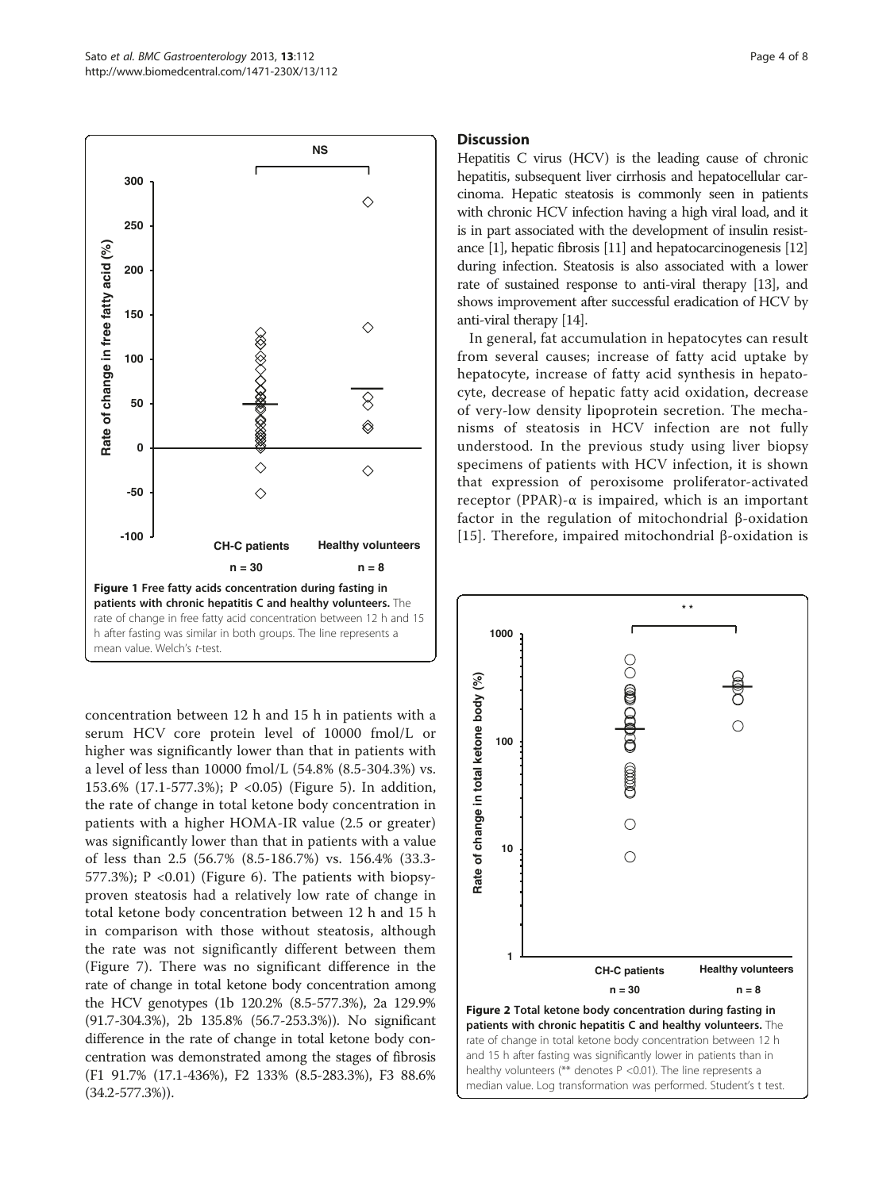Figure 1 Free fatty acids concentration during fasting in patients with chronic hepatitis C and healthy volunteers. The rate of change in free fatty acid concentration between 12 h and 15 h after fasting was similar in both groups. The line represents a mean value. Welch's *t*-test.

concentration between 12 h and 15 h in patients with a serum HCV core protein level of 10000 fmol/L or higher was significantly lower than that in patients with a level of less than 10000 fmol/L (54.8% (8.5-304.3%) vs. 153.6% (17.1-577.3%); P <0.05) (Figure 5). In addition, the rate of change in total ketone body concentration in patients with a higher HOMA-IR value (2.5 or greater) was significantly lower than that in patients with a value of less than 2.5 (56.7% (8.5-186.7%) vs. 156.4% (33.3-577.3%); P <0.01) (Figure 6). The patients with biopsy-proven steatosis had a relatively low rate of change in total ketone body concentration between 12 h and 15 h in comparison with those without steatosis, although the rate was not significantly different between them (Figure 7). There was no significant difference in the rate of change in total ketone body concentration among the HCV genotypes (1b 120.2% (8.5-577.3%), 2a 129.9% (91.7-304.3%), 2b 135.8% (56.7-253.3%)). No significant difference in the rate of change in total ketone body concentration was demonstrated among the stages of fibrosis (F1 91.7% (17.1-436%), F2 133% (8.5-283.3%), F3 88.6% (34.2-577.3%)).

## Discussion

Hepatitis C virus (HCV) is the leading cause of chronic hepatitis, subsequent liver cirrhosis and hepatocellular carcinoma. Hepatic steatosis is commonly seen in patients with chronic HCV infection having a high viral load, and it is in part associated with the development of insulin resistance [1], hepatic fibrosis [11] and hepatocarcinogenesis [12] during infection. Steatosis is also associated with a lower rate of sustained response to anti-viral therapy [13], and shows improvement after successful eradication of HCV by anti-viral therapy [14].

In general, fat accumulation in hepatocytes can result from several causes; increase of fatty acid uptake by hepatocyte, increase of fatty acid synthesis in hepatocyte, decrease of hepatic fatty acid oxidation, decrease of very-low density lipoprotein secretion. The mechanisms of steatosis in HCV infection are not fully understood. In the previous study using liver biopsy specimens of patients with HCV infection, it is shown that expression of peroxisome proliferator-activated receptor (PPAR)-α is impaired, which is an important factor in the regulation of mitochondrial β-oxidation [15]. Therefore, impaired mitochondrial β-oxidation is

Figure 2 Total ketone body concentration during fasting in patients with chronic hepatitis C and healthy volunteers. The rate of change in total ketone body concentration between 12 h and 15 h after fasting was significantly lower in patients than in healthy volunteers (** denotes P <0.01). The line represents a median value. Log transformation was performed. Student's t test.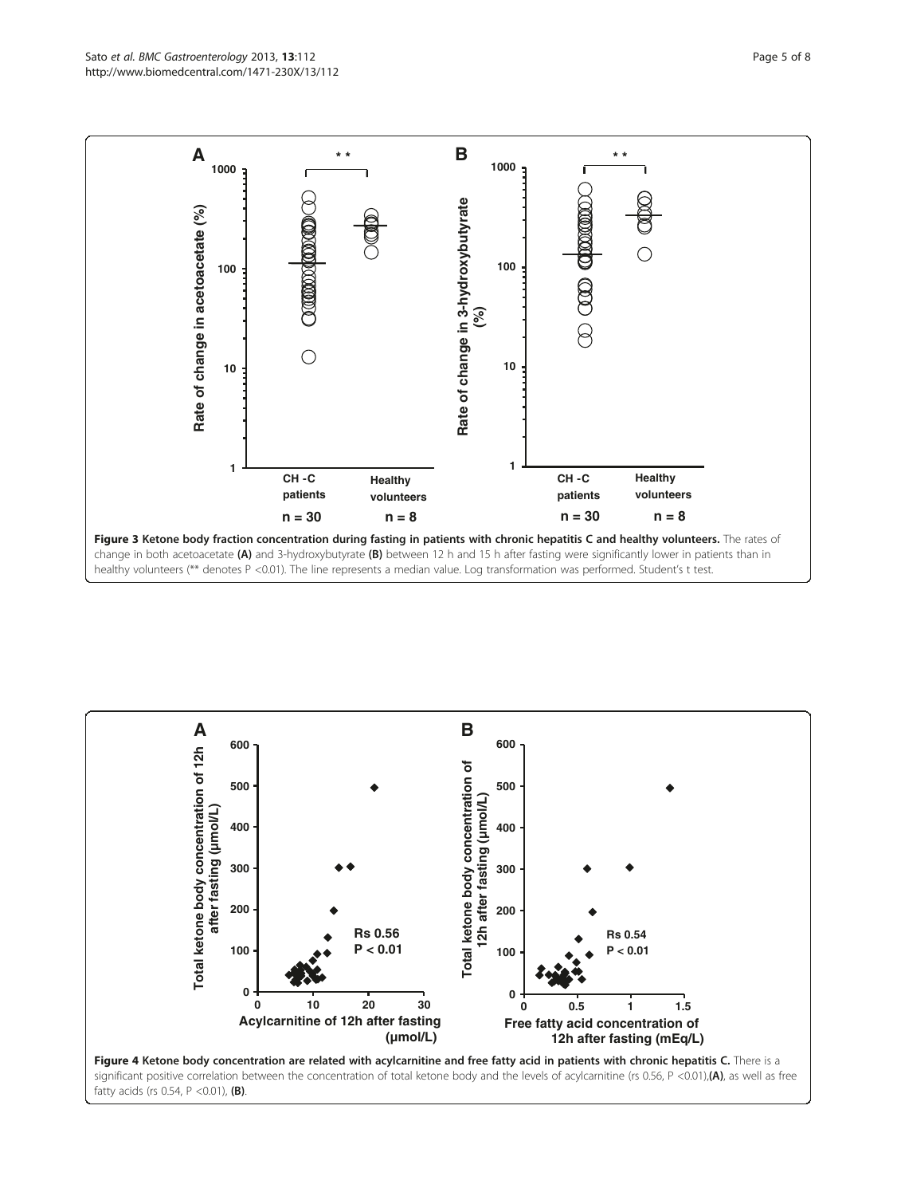**Figure 3 Ketone body fraction concentration during fasting in patients with chronic hepatitis C and healthy volunteers.** The rates of change in both acetoacetate **(A)** and 3-hydroxybutyrate **(B)** between 12 h and 15 h after fasting were significantly lower in patients than in healthy volunteers (** denotes P <0.01). The line represents a median value. Log transformation was performed. Student's t test.

**Figure 4 Ketone body concentration are related with acylcarnitine and free fatty acid in patients with chronic hepatitis C.** There is a significant positive correlation between the concentration of total ketone body and the levels of acylcarnitine (rs 0.56, P <0.01),**(A)**, as well as free fatty acids (rs 0.54, P <0.01), **(B)**.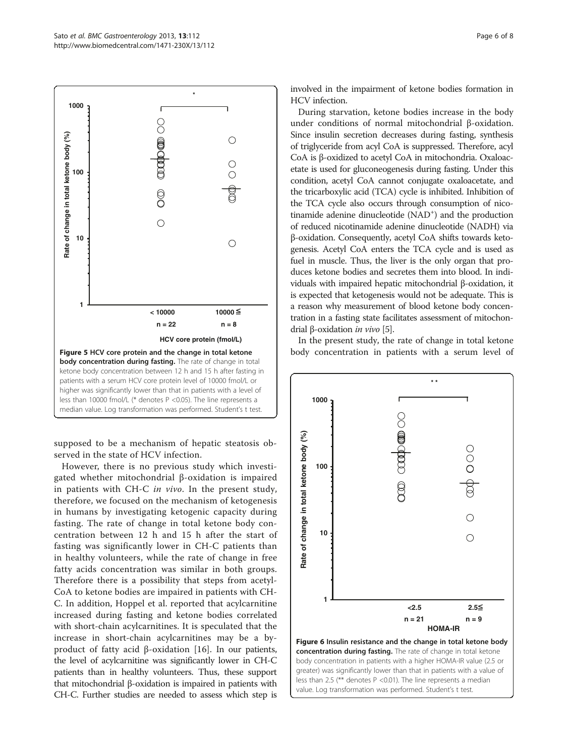*

1000

100

10

1

Rate of change in total ketone body (%)

< 10000

n = 22

10000 ≦

n = 8

HCV core protein (fmol/L)

**Figure 5 HCV core protein and the change in total ketone body concentration during fasting.** The rate of change in total ketone body concentration between 12 h and 15 h after fasting in patients with a serum HCV core protein level of 10000 fmol/L or higher was significantly lower than that in patients with a level of less than 10000 fmol/L (* denotes P <0.05). The line represents a median value. Log transformation was performed. Student's t test.

supposed to be a mechanism of hepatic steatosis observed in the state of HCV infection.

However, there is no previous study which investigated whether mitochondrial β-oxidation is impaired in patients with CH-C *in vivo*. In the present study, therefore, we focused on the mechanism of ketogenesis in humans by investigating ketogenic capacity during fasting. The rate of change in total ketone body concentration between 12 h and 15 h after the start of fasting was significantly lower in CH-C patients than in healthy volunteers, while the rate of change in free fatty acids concentration was similar in both groups. Therefore there is a possibility that steps from acetyl-CoA to ketone bodies are impaired in patients with CH-C. In addition, Hoppel et al. reported that acylcarnitine increased during fasting and ketone bodies correlated with short-chain acylcarnitines. It is speculated that the increase in short-chain acylcarnitines may be a by-product of fatty acid β-oxidation [16]. In our patients, the level of acylcarnitine was significantly lower in CH-C patients than in healthy volunteers. Thus, these support that mitochondrial β-oxidation is impaired in patients with CH-C. Further studies are needed to assess which step is involved in the impairment of ketone bodies formation in HCV infection.

During starvation, ketone bodies increase in the body under conditions of normal mitochondrial β-oxidation. Since insulin secretion decreases during fasting, synthesis of triglyceride from acyl CoA is suppressed. Therefore, acyl CoA is β-oxidized to acetyl CoA in mitochondria. Oxaloacetate is used for gluconeogenesis during fasting. Under this condition, acetyl CoA cannot conjugate oxaloacetate, and the tricarboxylic acid (TCA) cycle is inhibited. Inhibition of the TCA cycle also occurs through consumption of nicotinamide adenine dinucleotide ($NAD^+$) and the production of reduced nicotinamide adenine dinucleotide (NADH) via β-oxidation. Consequently, acetyl CoA shifts towards ketogenesis. Acetyl CoA enters the TCA cycle and is used as fuel in muscle. Thus, the liver is the only organ that produces ketone bodies and secretes them into blood. In individuals with impaired hepatic mitochondrial β-oxidation, it is expected that ketogenesis would not be adequate. This is a reason why measurement of blood ketone body concentration in a fasting state facilitates assessment of mitochondrial β-oxidation *in vivo* [5].

In the present study, the rate of change in total ketone body concentration in patients with a serum level of

**

1000

100

10

1

Rate of change in total ketone body (%)

<2.5

n = 21

2.5≦

n = 9

HOMA-IR

**Figure 6 Insulin resistance and the change in total ketone body concentration during fasting.** The rate of change in total ketone body concentration in patients with a higher HOMA-IR value (2.5 or greater) was significantly lower than that in patients with a value of less than 2.5 (** denotes P <0.01). The line represents a median value. Log transformation was performed. Student's t test.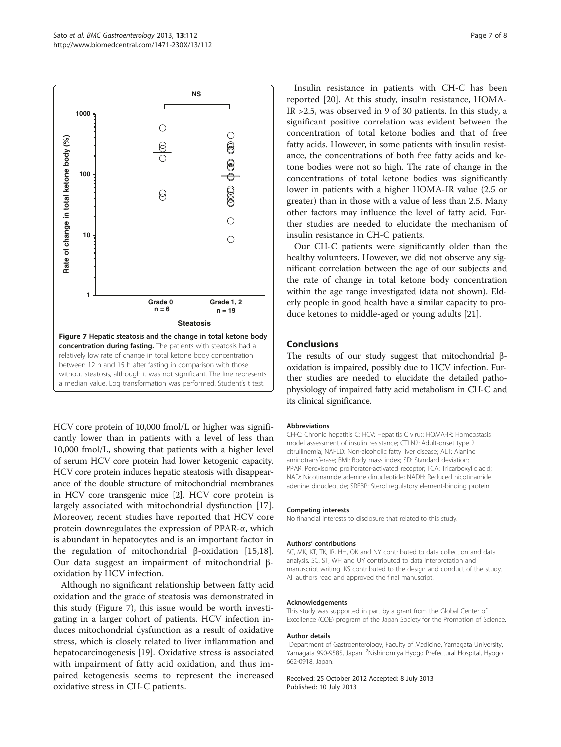**Figure 7 Hepatic steatosis and the change in total ketone body concentration during fasting.** The patients with steatosis had a relatively low rate of change in total ketone body concentration between 12 h and 15 h after fasting in comparison with those without steatosis, although it was not significant. The line represents a median value. Log transformation was performed. Student's t test.

HCV core protein of 10,000 fmol/L or higher was significantly lower than in patients with a level of less than 10,000 fmol/L, showing that patients with a higher level of serum HCV core protein had lower ketogenic capacity. HCV core protein induces hepatic steatosis with disappearance of the double structure of mitochondrial membranes in HCV core transgenic mice [2]. HCV core protein is largely associated with mitochondrial dysfunction [17]. Moreover, recent studies have reported that HCV core protein downregulates the expression of PPAR-α, which is abundant in hepatocytes and is an important factor in the regulation of mitochondrial β-oxidation [15,18]. Our data suggest an impairment of mitochondrial β-oxidation by HCV infection.

Although no significant relationship between fatty acid oxidation and the grade of steatosis was demonstrated in this study (Figure 7), this issue would be worth investigating in a larger cohort of patients. HCV infection induces mitochondrial dysfunction as a result of oxidative stress, which is closely related to liver inflammation and hepatocarcinogenesis [19]. Oxidative stress is associated with impairment of fatty acid oxidation, and thus impaired ketogenesis seems to represent the increased oxidative stress in CH-C patients.

Insulin resistance in patients with CH-C has been reported [20]. At this study, insulin resistance, HOMA-IR >2.5, was observed in 9 of 30 patients. In this study, a significant positive correlation was evident between the concentration of total ketone bodies and that of free fatty acids. However, in some patients with insulin resistance, the concentrations of both free fatty acids and ketone bodies were not so high. The rate of change in the concentrations of total ketone bodies was significantly lower in patients with a higher HOMA-IR value (2.5 or greater) than in those with a value of less than 2.5. Many other factors may influence the level of fatty acid. Further studies are needed to elucidate the mechanism of insulin resistance in CH-C patients.

Our CH-C patients were significantly older than the healthy volunteers. However, we did not observe any significant correlation between the age of our subjects and the rate of change in total ketone body concentration within the age range investigated (data not shown). Elderly people in good health have a similar capacity to produce ketones to middle-aged or young adults [21].

## Conclusions

The results of our study suggest that mitochondrial β-oxidation is impaired, possibly due to HCV infection. Further studies are needed to elucidate the detailed pathophysiology of impaired fatty acid metabolism in CH-C and its clinical significance.

#### Abbreviations

CH-C: Chronic hepatitis C; HCV: Hepatitis C virus; HOMA-IR: Homeostasis model assessment of insulin resistance; CTLN2: Adult-onset type 2 citrullinemia; NAFLD: Non-alcoholic fatty liver disease; ALT: Alanine aminotransferase; BMI: Body mass index; SD: Standard deviation; PPAR: Peroxisome proliferator-activated receptor; TCA: Tricarboxylic acid; NAD: Nicotinamide adenine dinucleotide; NADH: Reduced nicotinamide adenine dinucleotide; SREBP: Sterol regulatory element-binding protein.

#### Competing interests

No financial interests to disclosure that related to this study.

#### Authors' contributions

SC, MK, KT, TK, IR, HH, OK and NY contributed to data collection and data analysis. SC, ST, WH and UY contributed to data interpretation and manuscript writing. KS contributed to the design and conduct of the study. All authors read and approved the final manuscript.

#### Acknowledgements

This study was supported in part by a grant from the Global Center of Excellence (COE) program of the Japan Society for the Promotion of Science.

#### Author details

[1]Department of Gastroenterology, Faculty of Medicine, Yamagata University, Yamagata 990-9585, Japan. [2]Nishinomiya Hyogo Prefectural Hospital, Hyogo 662-0918, Japan.

Received: 25 October 2012 Accepted: 8 July 2013
Published: 10 July 2013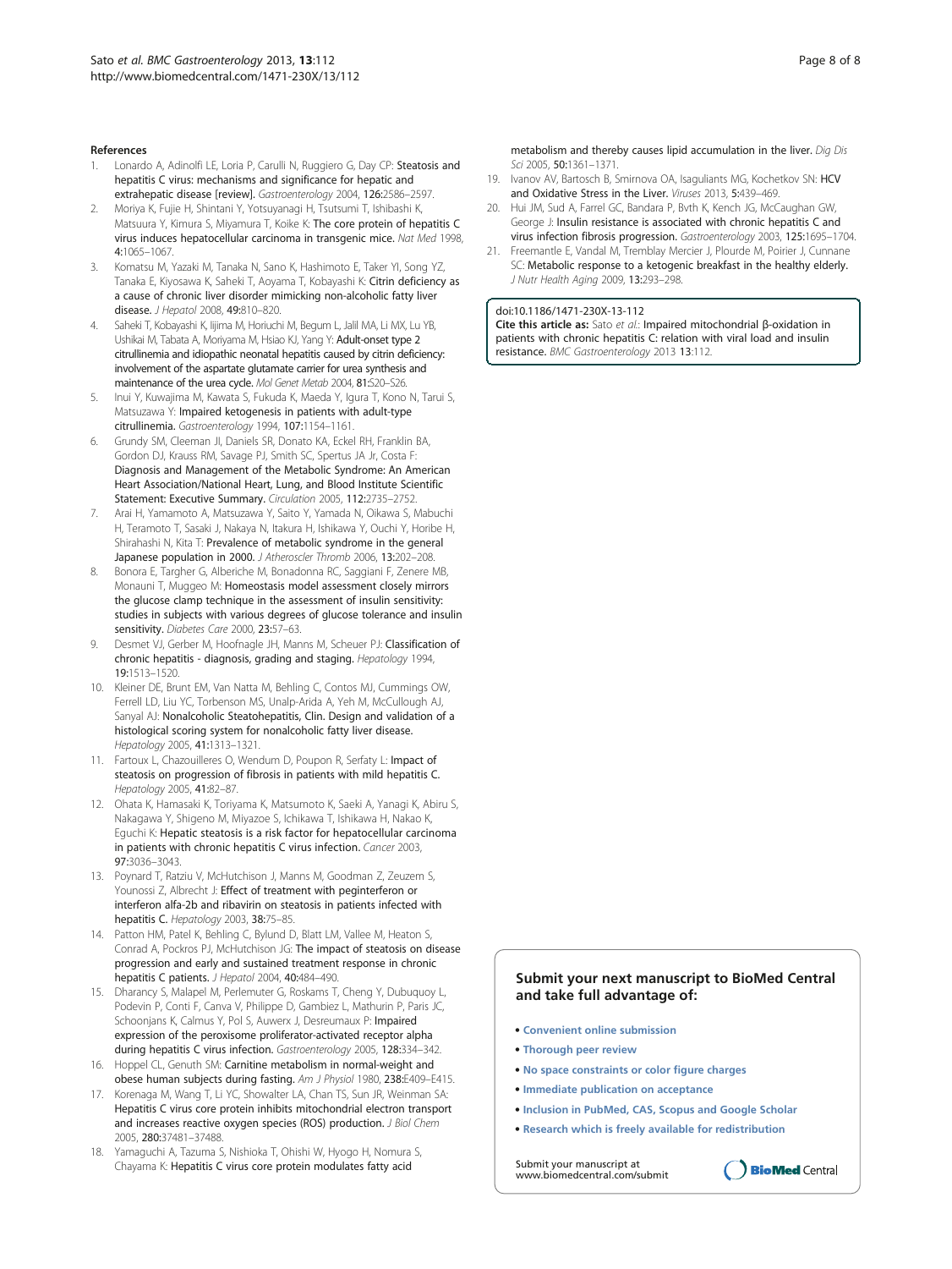## References

1. Lonardo A, Adinolfi LE, Loria P, Carulli N, Ruggiero G, Day CP: **Steatosis and hepatitis C virus: mechanisms and significance for hepatic and extrahepatic disease [review].** *Gastroenterology* 2004, **126:**2586–2597.
2. Moriya K, Fujie H, Shintani Y, Yotsuyanagi H, Tsutsumi T, Ishibashi K, Matsuura Y, Kimura S, Miyamura T, Koike K: **The core protein of hepatitis C virus induces hepatocellular carcinoma in transgenic mice.** *Nat Med* 1998, **4:**1065–1067.
3. Komatsu M, Yazaki M, Tanaka N, Sano K, Hashimoto E, Taker YI, Song YZ, Tanaka E, Kiyosawa K, Saheki T, Aoyama T, Kobayashi K: **Citrin deficiency as a cause of chronic liver disorder mimicking non-alcoholic fatty liver disease.** *J Hepatol* 2008, **49:**810–820.
4. Saheki T, Kobayashi K, Iijima M, Horiuchi M, Begum L, Jalil MA, Li MX, Lu YB, Ushikai M, Tabata A, Moriyama M, Hsiao KJ, Yang Y: **Adult-onset type 2 citrullinemia and idiopathic neonatal hepatitis caused by citrin deficiency: involvement of the aspartate glutamate carrier for urea synthesis and maintenance of the urea cycle.** *Mol Genet Metab* 2004, **81:**S20–S26.
5. Inui Y, Kuwajima M, Kawata S, Fukuda K, Maeda Y, Igura T, Kono N, Tarui S, Matsuzawa Y: **Impaired ketogenesis in patients with adult-type citrullinemia.** *Gastroenterology* 1994, **107:**1154–1161.
6. Grundy SM, Cleeman JI, Daniels SR, Donato KA, Eckel RH, Franklin BA, Gordon DJ, Krauss RM, Savage PJ, Smith SC, Spertus JA Jr, Costa F: **Diagnosis and Management of the Metabolic Syndrome: An American Heart Association/National Heart, Lung, and Blood Institute Scientific Statement: Executive Summary.** *Circulation* 2005, **112:**2735–2752.
7. Arai H, Yamamoto A, Matsuzawa Y, Saito Y, Yamada N, Oikawa S, Mabuchi H, Teramoto T, Sasaki J, Nakaya N, Itakura H, Ishikawa Y, Ouchi Y, Horibe H, Shirahashi N, Kita T: **Prevalence of metabolic syndrome in the general Japanese population in 2000.** *J Atheroscler Thromb* 2006, **13:**202–208.
8. Bonora E, Targher G, Alberiche M, Bonadonna RC, Saggiani F, Zenere MB, Monauni T, Muggeo M: **Homeostasis model assessment closely mirrors the glucose clamp technique in the assessment of insulin sensitivity: studies in subjects with various degrees of glucose tolerance and insulin sensitivity.** *Diabetes Care* 2000, **23:**57–63.
9. Desmet VJ, Gerber M, Hoofnagle JH, Manns M, Scheuer PJ: **Classification of chronic hepatitis - diagnosis, grading and staging.** *Hepatology* 1994, **19:**1513–1520.
10. Kleiner DE, Brunt EM, Van Natta M, Behling C, Contos MJ, Cummings OW, Ferrell LD, Liu YC, Torbenson MS, Unalp-Arida A, Yeh M, McCullough AJ, Sanyal AJ: **Nonalcoholic Steatohepatitis, Clin. Design and validation of a histological scoring system for nonalcoholic fatty liver disease.** *Hepatology* 2005, **41:**1313–1321.
11. Fartoux L, Chazouilleres O, Wendum D, Poupon R, Serfaty L: **Impact of steatosis on progression of fibrosis in patients with mild hepatitis C.** *Hepatology* 2005, **41:**82–87.
12. Ohata K, Hamasaki K, Toriyama K, Matsumoto K, Saeki A, Yanagi K, Abiru S, Nakagawa Y, Shigeno M, Miyazoe S, Ichikawa T, Ishikawa H, Nakao K, Eguchi K: **Hepatic steatosis is a risk factor for hepatocellular carcinoma in patients with chronic hepatitis C virus infection.** *Cancer* 2003, **97:**3036–3043.
13. Poynard T, Ratziu V, McHutchison J, Manns M, Goodman Z, Zeuzem S, Younossi Z, Albrecht J: **Effect of treatment with peginterferon or interferon alfa-2b and ribavirin on steatosis in patients infected with hepatitis C.** *Hepatology* 2003, **38:**75–85.
14. Patton HM, Patel K, Behling C, Bylund D, Blatt LM, Vallee M, Heaton S, Conrad A, Pockros PJ, McHutchison JG: **The impact of steatosis on disease progression and early and sustained treatment response in chronic hepatitis C patients.** *J Hepatol* 2004, **40:**484–490.
15. Dharancy S, Malapel M, Perlemuter G, Roskams T, Cheng Y, Dubuquoy L, Podevin P, Conti F, Canva V, Philippe D, Gambiez L, Mathurin P, Paris JC, Schoonjans K, Calmus Y, Pol S, Auwerx J, Desreumaux P: **Impaired expression of the peroxisome proliferator-activated receptor alpha during hepatitis C virus infection.** *Gastroenterology* 2005, **128:**334–342.
16. Hoppel CL, Genuth SM: **Carnitine metabolism in normal-weight and obese human subjects during fasting.** *Am J Physiol* 1980, **238:**E409–E415.
17. Korenaga M, Wang T, Li YC, Showalter LA, Chan TS, Sun JR, Weinman SA: **Hepatitis C virus core protein inhibits mitochondrial electron transport and increases reactive oxygen species (ROS) production.** *J Biol Chem* 2005, **280:**37481–37488.
18. Yamaguchi A, Tazuma S, Nishioka T, Ohishi W, Hyogo H, Nomura S, Chayama K: **Hepatitis C virus core protein modulates fatty acid metabolism and thereby causes lipid accumulation in the liver.** *Dig Dis Sci* 2005, **50:**1361–1371.
19. Ivanov AV, Bartosch B, Smirnova OA, Isaguliants MG, Kochetkov SN: **HCV and Oxidative Stress in the Liver.** *Viruses* 2013, **5:**439–469.
20. Hui JM, Sud A, Farrel GC, Bandara P, Bvth K, Kench JG, McCaughan GW, George J: **Insulin resistance is associated with chronic hepatitis C and virus infection fibrosis progression.** *Gastroenterology* 2003, **125:**1695–1704.
21. Freemantle E, Vandal M, Tremblay Mercier J, Plourde M, Poirier J, Cunnane SC: **Metabolic response to a ketogenic breakfast in the healthy elderly.** *J Nutr Health Aging* 2009, **13:**293–298.

doi:10.1186/1471-230X-13-112

**Cite this article as:** Sato *et al.*: Impaired mitochondrial β-oxidation in patients with chronic hepatitis C: relation with viral load and insulin resistance. *BMC Gastroenterology* 2013 **13**:112.

**Submit your next manuscript to BioMed Central and take full advantage of:**

- **Convenient online submission**
- **Thorough peer review**
- **No space constraints or color figure charges**
- **Immediate publication on acceptance**
- **Inclusion in PubMed, CAS, Scopus and Google Scholar**
- **Research which is freely available for redistribution**

Submit your manuscript at www.biomedcentral.com/submit

BioMed Central